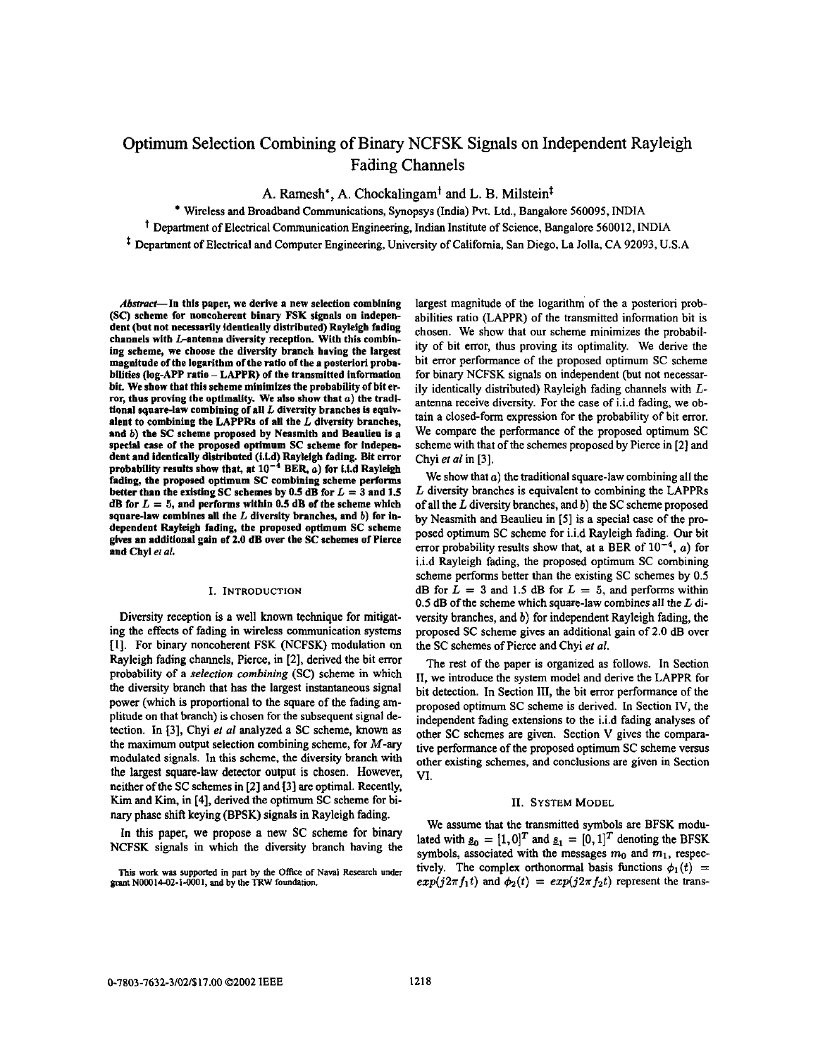# Optimum Selection Combining of Binary NCFSK Signals on Independent Rayleigh Fading Channels

A. Ramesh*, A. Chockalingam† and L. B. Milstein‡

\* Wireless and Broadband Communications, Synopsys (India) Pvt. Ltd., Bangalore 560095, INDIA

† Department of Electrical Communication Engineering, Indian Institute of Science, Bangalore 560012, INDIA

‡ Department of Electrical and Computer Engineering, University of California, San Diego, La Jolla, CA 92093, U.S.A

***Abstract*— In this paper, we derive a new selection combining (SC) scheme for noncoherent binary FSK signals on independent (but not necessarily identically distributed) Rayleigh fading channels with $L$-antenna diversity reception. With this combining scheme, we choose the diversity branch having the largest magnitude of the logarithm of the ratio of the a posteriori probabilities (log-APP ratio – LAPPR) of the transmitted information bit. We show that this scheme minimizes the probability of bit error, thus proving the optimality. We also show that $a$) the traditional square-law combining of all $L$ diversity branches is equivalent to combining the LAPPRs of all the $L$ diversity branches, and $b$) the SC scheme proposed by Neasmith and Beaulieu is a special case of the proposed optimum SC scheme for independent and identically distributed (i.i.d) Rayleigh fading. Bit error probability results show that, at $10^{-4}$ BER, $a$) for i.i.d Rayleigh fading, the proposed optimum SC combining scheme performs better than the existing SC schemes by 0.5 dB for $L = 3$ and 1.5 dB for $L = 5$, and performs within 0.5 dB of the scheme which square-law combines all the $L$ diversity branches, and $b$) for independent Rayleigh fading, the proposed optimum SC scheme gives an additional gain of 2.0 dB over the SC schemes of Pierce and Chyi *et al.***

## I. Introduction

Diversity reception is a well known technique for mitigating the effects of fading in wireless communication systems [1]. For binary noncoherent FSK (NCFSK) modulation on Rayleigh fading channels, Pierce, in [2], derived the bit error probability of a *selection combining* (SC) scheme in which the diversity branch that has the largest instantaneous signal power (which is proportional to the square of the fading amplitude on that branch) is chosen for the subsequent signal detection. In [3], Chyi *et al* analyzed a SC scheme, known as the maximum output selection combining scheme, for $M$-ary modulated signals. In this scheme, the diversity branch with the largest square-law detector output is chosen. However, neither of the SC schemes in [2] and [3] are optimal. Recently, Kim and Kim, in [4], derived the optimum SC scheme for binary phase shift keying (BPSK) signals in Rayleigh fading.

In this paper, we propose a new SC scheme for binary NCFSK signals in which the diversity branch having the largest magnitude of the logarithm of the a posteriori probabilities ratio (LAPPR) of the transmitted information bit is chosen. We show that our scheme minimizes the probability of bit error, thus proving its optimality. We derive the bit error performance of the proposed optimum SC scheme for binary NCFSK signals on independent (but not necessarily identically distributed) Rayleigh fading channels with $L$-antenna receive diversity. For the case of i.i.d fading, we obtain a closed-form expression for the probability of bit error. We compare the performance of the proposed optimum SC scheme with that of the schemes proposed by Pierce in [2] and Chyi *et al* in [3].

We show that $a$) the traditional square-law combining all the $L$ diversity branches is equivalent to combining the LAPPRs of all the $L$ diversity branches, and $b$) the SC scheme proposed by Neasmith and Beaulieu in [5] is a special case of the proposed optimum SC scheme for i.i.d Rayleigh fading. Our bit error probability results show that, at a BER of $10^{-4}$, $a$) for i.i.d Rayleigh fading, the proposed optimum SC combining scheme performs better than the existing SC schemes by 0.5 dB for $L = 3$ and 1.5 dB for $L = 5$, and performs within 0.5 dB of the scheme which square-law combines all the $L$ diversity branches, and $b$) for independent Rayleigh fading, the proposed SC scheme gives an additional gain of 2.0 dB over the SC schemes of Pierce and Chyi *et al*.

The rest of the paper is organized as follows. In Section II, we introduce the system model and derive the LAPPR for bit detection. In Section III, the bit error performance of the proposed optimum SC scheme is derived. In Section IV, the independent fading extensions to the i.i.d fading analyses of other SC schemes are given. Section V gives the comparative performance of the proposed optimum SC scheme versus other existing schemes, and conclusions are given in Section VI.

## II. System Model

We assume that the transmitted symbols are BFSK modulated with $\underline{s}_0 = [1, 0]^T$ and $\underline{s}_1 = [0, 1]^T$ denoting the BFSK symbols, associated with the messages $m_0$ and $m_1$, respectively. The complex orthonormal basis functions $\phi_1(t) = exp(j2\pi f_1 t)$ and $\phi_2(t) = exp(j2\pi f_2 t)$ represent the trans-

This work was supported in part by the Office of Naval Research under grant N00014-02-1-0001, and by the TRW foundation.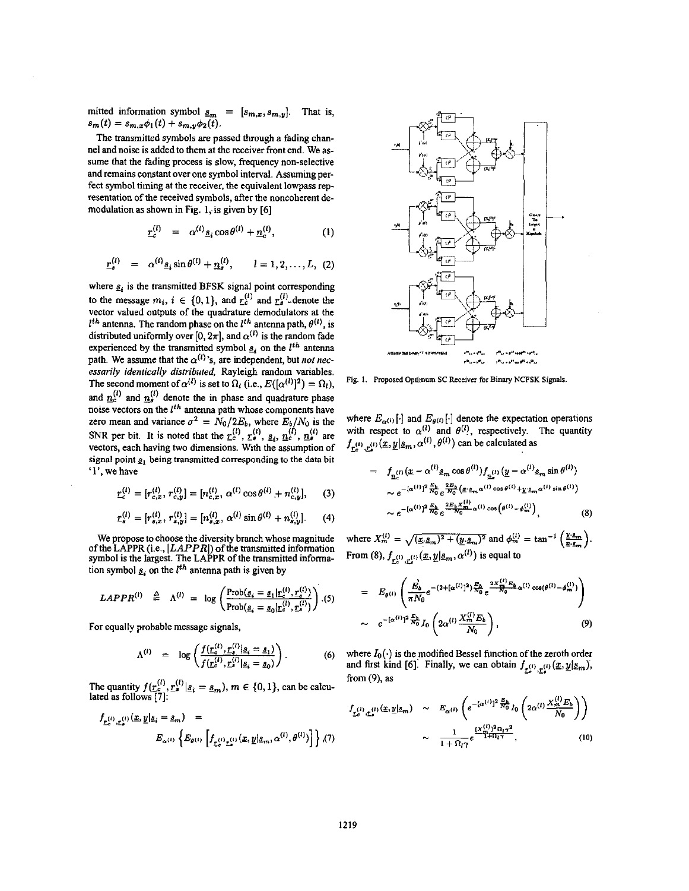mitted information symbol $\underline{s}_m = [s_{m,x}, s_{m,y}]$. That is, $s_m(t) = s_{m,x}\phi_1(t) + s_{m,y}\phi_2(t)$.

The transmitted symbols are passed through a fading channel and noise is added to them at the receiver front end. We assume that the fading process is slow, frequency non-selective and remains constant over one symbol interval. Assuming perfect symbol timing at the receiver, the equivalent lowpass representation of the received symbols, after the noncoherent demodulation as shown in Fig. 1, is given by [6]

$$\underline{r}_c^{(l)} = \alpha^{(l)}\underline{s}_i \cos\theta^{(l)} + \underline{n}_c^{(l)}, \tag{1}$$

$$\underline{r}_s^{(l)} = \alpha^{(l)}\underline{s}_i \sin\theta^{(l)} + \underline{n}_s^{(l)}, \qquad l = 1, 2, \ldots, L, \tag{2}$$

where $\underline{s}_i$ is the transmitted BFSK signal point corresponding to the message $m_i$, $i \in \{0, 1\}$, and $\underline{r}_c^{(l)}$ and $\underline{r}_s^{(l)}$ denote the vector valued outputs of the quadrature demodulators at the $l^{th}$ antenna. The random phase on the $l^{th}$ antenna path, $\theta^{(l)}$, is distributed uniformly over $[0, 2\pi]$, and $\alpha^{(l)}$ is the random fade experienced by the transmitted symbol $\underline{s}_i$ on the $l^{th}$ antenna path. We assume that the $\alpha^{(l)}$'s, are independent, but *not necessarily identically distributed*, Rayleigh random variables. The second moment of $\alpha^{(l)}$ is set to $\Omega_l$ (i.e., $E([\alpha^{(l)}]^2) = \Omega_l$), and $\underline{n}_c^{(l)}$ and $\underline{n}_s^{(l)}$ denote the in phase and quadrature phase noise vectors on the $l^{th}$ antenna path whose components have zero mean and variance $\sigma^2 = N_0/2E_b$, where $E_b/N_0$ is the SNR per bit. It is noted that the $\underline{r}_c^{(l)}$, $\underline{r}_s^{(l)}$, $\underline{s}_i$, $\underline{n}_c^{(l)}$, $\underline{n}_s^{(l)}$ are vectors, each having two dimensions. With the assumption of signal point $\underline{s}_1$ being transmitted corresponding to the data bit '1', we have

$$\underline{r}_c^{(l)} = [r_{c,x}^{(l)}, r_{c,y}^{(l)}] = [n_{c,x}^{(l)}, \alpha^{(l)}\cos\theta^{(l)} + n_{c,y}^{(l)}], \tag{3}$$

$$\underline{r}_s^{(l)} = [r_{s,x}^{(l)}, r_{s,y}^{(l)}] = [n_{s,x}^{(l)}, \alpha^{(l)}\sin\theta^{(l)} + n_{s,y}^{(l)}]. \tag{4}$$

We propose to choose the diversity branch whose magnitude of the LAPPR (i.e., $|LAPPR|$) of the transmitted information symbol is the largest. The LAPPR of the transmitted information symbol $\underline{s}_i$ on the $l^{th}$ antenna path is given by

$$LAPPR^{(l)} \triangleq \Lambda^{(l)} = \log\left(\frac{\text{Prob}(\underline{s}_i = \underline{s}_1 | \underline{r}_c^{(l)}, \underline{r}_s^{(l)})}{\text{Prob}(\underline{s}_i = \underline{s}_0 | \underline{r}_c^{(l)}, \underline{r}_s^{(l)})}\right). \tag{5}$$

For equally probable message signals,

$$\Lambda^{(l)} = \log\left(\frac{f(\underline{r}_c^{(l)}, \underline{r}_s^{(l)} | \underline{s}_i = \underline{s}_1)}{f(\underline{r}_c^{(l)}, \underline{r}_s^{(l)} | \underline{s}_i = \underline{s}_0)}\right). \tag{6}$$

The quantity $f(\underline{r}_c^{(l)}, \underline{r}_s^{(l)} | \underline{s}_i = \underline{s}_m)$, $m \in \{0, 1\}$, can be calculated as follows [7]:

$$f_{\underline{r}_c^{(l)}, \underline{r}_s^{(l)}}(\underline{x}, \underline{y} | \underline{s}_i = \underline{s}_m) = E_{\alpha^{(l)}}\left\{E_{\theta^{(l)}}\left[f_{\underline{r}_c^{(l)}, \underline{r}_s^{(l)}}(\underline{x}, \underline{y} | \underline{s}_m, \alpha^{(l)}, \theta^{(l)})\right]\right\}, \tag{7}$$

Fig. 1. Proposed Optimum SC Receiver for Binary NCFSK Signals.

where $E_{\alpha^{(l)}}[\cdot]$ and $E_{\theta^{(l)}}[\cdot]$ denote the expectation operations with respect to $\alpha^{(l)}$ and $\theta^{(l)}$, respectively. The quantity $f_{\underline{r}_c^{(l)}, \underline{r}_s^{(l)}}(\underline{x}, \underline{y} | \underline{s}_m, \alpha^{(l)}, \theta^{(l)})$ can be calculated as

$$\begin{aligned}
&= f_{\underline{n}_c^{(l)}}(\underline{x} - \alpha^{(l)}\underline{s}_m\cos\theta^{(l)}) f_{\underline{n}_s^{(l)}}(\underline{y} - \alpha^{(l)}\underline{s}_m\sin\theta^{(l)}) \\
&\sim e^{-[\alpha^{(l)}]^2\frac{E_b}{N_0}} e^{\frac{2E_b}{N_0}(\underline{x}\cdot\underline{s}_m\alpha^{(l)}\cos\theta^{(l)} + \underline{y}\cdot\underline{s}_m\alpha^{(l)}\sin\theta^{(l)})} \\
&\sim e^{-[\alpha^{(l)}]^2\frac{E_b}{N_0}} e^{\frac{2E_b X_m^{(l)}}{N_0}\alpha^{(l)}\cos\left(\theta^{(l)} - \phi_m^{(l)}\right)},
\end{aligned} \tag{8}$$

where $X_m^{(l)} = \sqrt{(\underline{x}\cdot\underline{s}_m)^2 + (\underline{y}\cdot\underline{s}_m)^2}$ and $\phi_m^{(l)} = \tan^{-1}\left(\frac{\underline{y}\cdot\underline{s}_m}{\underline{x}\cdot\underline{s}_m}\right)$. From (8), $f_{\underline{r}_c^{(l)}, \underline{r}_s^{(l)}}(\underline{x}, \underline{y} | \underline{s}_m, \alpha^{(l)})$ is equal to

$$\begin{aligned}
&= E_{\theta^{(l)}}\left(\frac{E_b}{\pi N_0} e^{-(2+[\alpha^{(l)}]^2)\frac{E_b}{N_0}} e^{\frac{2X_m^{(l)}E_b}{N_0}\alpha^{(l)}\cos(\theta^{(l)} - \phi_m^{(l)})}\right) \\
&\sim e^{-[\alpha^{(l)}]^2\frac{E_b}{N_0}} I_0\left(2\alpha^{(l)}\frac{X_m^{(l)}E_b}{N_0}\right),
\end{aligned} \tag{9}$$

where $I_0(\cdot)$ is the modified Bessel function of the zeroth order and first kind [6]. Finally, we can obtain $f_{\underline{r}_c^{(l)}, \underline{r}_s^{(l)}}(\underline{x}, \underline{y} | \underline{s}_m)$, from (9), as

$$\begin{aligned}
f_{\underline{r}_c^{(l)}, \underline{r}_s^{(l)}}(\underline{x}, \underline{y} | \underline{s}_m) &\sim E_{\alpha^{(l)}}\left(e^{-[\alpha^{(l)}]^2\frac{E_b}{N_0}} I_0\left(2\alpha^{(l)}\frac{X_m^{(l)}E_b}{N_0}\right)\right) \\
&\sim \frac{1}{1+\Omega_l\gamma} e^{\frac{[X_m^{(l)}]^2\Omega_l\gamma^2}{1+\Omega_l\gamma}},
\end{aligned} \tag{10}$$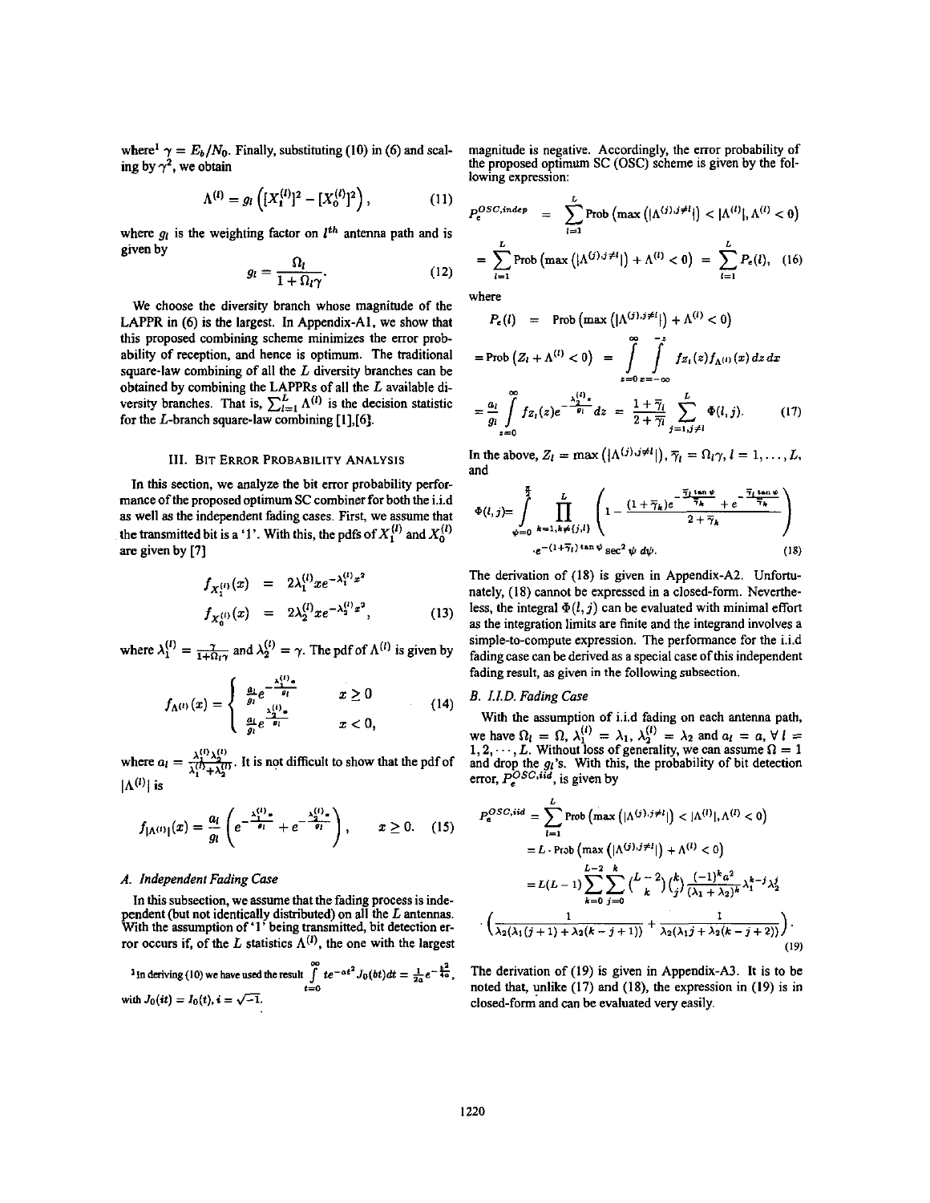where[1] $\gamma = E_b/N_0$. Finally, substituting (10) in (6) and scaling by $\gamma^2$, we obtain

$$\Lambda^{(l)} = g_l \left( [X_1^{(l)}]^2 - [X_0^{(l)}]^2 \right), \tag{11}$$

where $g_l$ is the weighting factor on $l^{th}$ antenna path and is given by

$$g_l = \frac{\Omega_l}{1+\Omega_l \gamma}. \tag{12}$$

We choose the diversity branch whose magnitude of the LAPPR in (6) is the largest. In Appendix-A1, we show that this proposed combining scheme minimizes the error probability of reception, and hence is optimum. The traditional square-law combining of all the $L$ diversity branches can be obtained by combining the LAPPRs of all the $L$ available diversity branches. That is, $\sum_{l=1}^{L} \Lambda^{(l)}$ is the decision statistic for the $L$-branch square-law combining [1],[6].

## III. Bit Error Probability Analysis

In this section, we analyze the bit error probability performance of the proposed optimum SC combiner for both the i.i.d as well as the independent fading cases. First, we assume that the transmitted bit is a '1'. With this, the pdfs of $X_1^{(l)}$ and $X_0^{(l)}$ are given by [7]

$$\begin{aligned} f_{X_1^{(l)}}(x) &= 2\lambda_1^{(l)} x e^{-\lambda_1^{(l)} x^2} \\ f_{X_0^{(l)}}(x) &= 2\lambda_2^{(l)} x e^{-\lambda_2^{(l)} x^2}, \end{aligned} \tag{13}$$

where $\lambda_1^{(l)} = \frac{\gamma}{1+\Omega_l\gamma}$ and $\lambda_2^{(l)} = \gamma$. The pdf of $\Lambda^{(l)}$ is given by

$$f_{\Lambda^{(l)}}(x) = \begin{cases} \frac{a_l}{g_l} e^{-\frac{\lambda_1^{(l)} x}{g_l}} & x \geq 0 \\ \frac{a_l}{g_l} e^{\frac{\lambda_2^{(l)} x}{g_l}} & x < 0, \end{cases} \tag{14}$$

where $a_l = \frac{\lambda_1^{(l)}\lambda_2^{(l)}}{\lambda_1^{(l)}+\lambda_2^{(l)}}$. It is not difficult to show that the pdf of $|\Lambda^{(l)}|$ is

$$f_{|\Lambda^{(l)}|}(x) = \frac{a_l}{g_l}\left( e^{-\frac{\lambda_1^{(l)} x}{g_l}} + e^{-\frac{\lambda_2^{(l)} x}{g_l}} \right), \qquad x \geq 0. \tag{15}$$

### A. Independent Fading Case

In this subsection, we assume that the fading process is independent (but not identically distributed) on all the $L$ antennas. With the assumption of '1' being transmitted, bit detection error occurs if, of the $L$ statistics $\Lambda^{(l)}$, the one with the largest magnitude is negative. Accordingly, the error probability of the proposed optimum SC (OSC) scheme is given by the following expression:

$$\begin{aligned} P_e^{OSC,indep} &= \sum_{l=1}^{L} \text{Prob}\left(\max\left(|\Lambda^{(j),j\neq l}|\right) < |\Lambda^{(l)}|, \Lambda^{(l)} < 0\right) \\ &= \sum_{l=1}^{L} \text{Prob}\left(\max\left(|\Lambda^{(j),j\neq l}|\right) + \Lambda^{(l)} < 0\right) = \sum_{l=1}^{L} P_e(l), \end{aligned} \tag{16}$$

where

$$\begin{aligned} P_e(l) &= \text{Prob}\left(\max\left(|\Lambda^{(j),j\neq l}|\right) + \Lambda^{(l)} < 0\right) \\ &= \text{Prob}\left(Z_l + \Lambda^{(l)} < 0\right) = \int_{z=0}^{\infty}\int_{x=-\infty}^{-z} f_{Z_l}(z) f_{\Lambda^{(l)}}(x)\, dz\, dx \\ &= \frac{a_l}{g_l}\int_{z=0}^{\infty} f_{Z_l}(z) e^{-\frac{\lambda_2^{(l)} z}{g_l}} dz = \frac{1+\overline{\gamma}_l}{2+\overline{\gamma}_l}\sum_{j=1, j\neq l}^{L} \Phi(l,j). \end{aligned} \tag{17}$$

In the above, $Z_l = \max\left(|\Lambda^{(j),j\neq l}|\right)$, $\overline{\gamma}_l = \Omega_l\gamma$, $l = 1, \cdots, L$, and

$$\Phi(l,j) = \int_{\psi=0}^{\frac{\pi}{2}} \prod_{k=1, k\neq\{j,l\}}^{L} \left(1 - \frac{(1+\overline{\gamma}_k)e^{-\frac{\overline{\gamma}_l \tan\psi}{\overline{\gamma}_k}} + e^{-\frac{\overline{\gamma}_l \tan\psi}{\overline{\gamma}_k}}}{2+\overline{\gamma}_k}\right) \cdot e^{-(1+\overline{\gamma}_l)\tan\psi} \sec^2\psi \, d\psi. \tag{18}$$

The derivation of (18) is given in Appendix-A2. Unfortunately, (18) cannot be expressed in a closed-form. Nevertheless, the integral $\Phi(l,j)$ can be evaluated with minimal effort as the integration limits are finite and the integrand involves a simple-to-compute expression. The performance for the i.i.d fading case can be derived as a special case of this independent fading result, as given in the following subsection.

### B. I.I.D. Fading Case

With the assumption of i.i.d fading on each antenna path, we have $\Omega_l = \Omega$, $\lambda_1^{(l)} = \lambda_1$, $\lambda_2^{(l)} = \lambda_2$ and $a_l = a$, $\forall\, l = 1, 2, \cdots, L$. Without loss of generality, we can assume $\Omega = 1$ and drop the $g_l$'s. With this, the probability of bit detection error, $P_e^{OSC,iid}$, is given by

$$\begin{aligned} P_e^{OSC,iid} &= \sum_{l=1}^{L} \text{Prob}\left(\max\left(|\Lambda^{(j),j\neq l}|\right) < |\Lambda^{(l)}|, \Lambda^{(l)} < 0\right) \\ &= L \cdot \text{Prob}\left(\max\left(|\Lambda^{(j),j\neq l}|\right) + \Lambda^{(l)} < 0\right) \\ &= L(L-1)\sum_{k=0}^{L-2}\sum_{j=0}^{k}\binom{L-2}{k}\binom{k}{j}\frac{(-1)^k a^2}{(\lambda_1+\lambda_2)^k}\lambda_1^{k-j}\lambda_2^{j} \\ &\quad \cdot \left(\frac{1}{\lambda_2(\lambda_1(j+1)+\lambda_2(k-j+1))} + \frac{1}{\lambda_2(\lambda_1 j + \lambda_2(k-j+2))}\right). \end{aligned} \tag{19}$$

The derivation of (19) is given in Appendix-A3. It is to be noted that, unlike (17) and (18), the expression in (19) is in closed-form and can be evaluated very easily.

[1] In deriving (10) we have used the result $\int_{t=0}^{\infty} t e^{-at^2} J_0(bt) dt = \frac{1}{2a} e^{-\frac{b^2}{4a}}$, with $J_0(it) = I_0(t)$, $i = \sqrt{-1}$.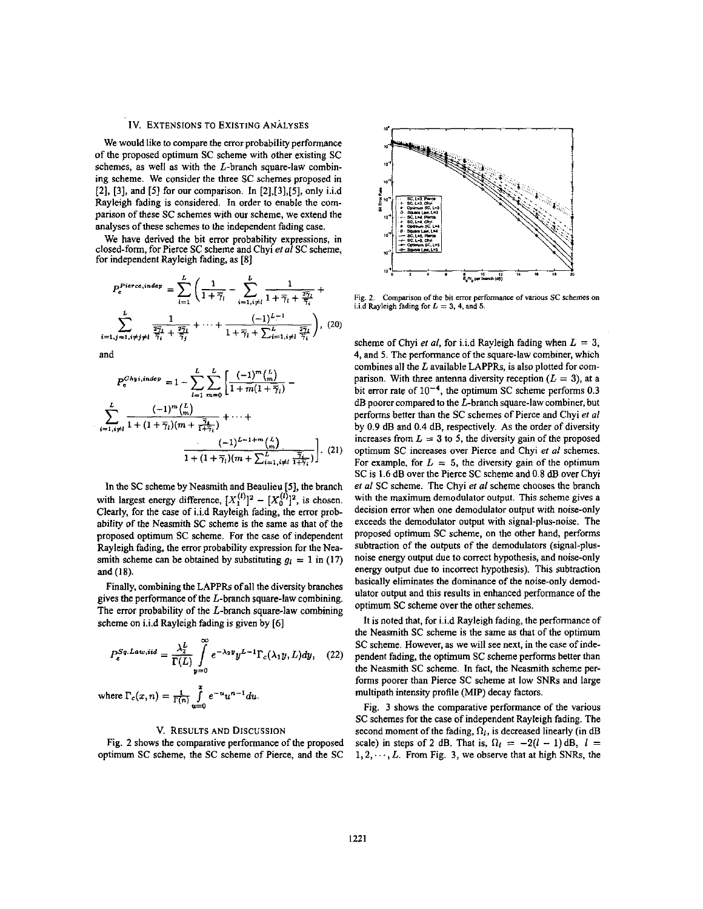## IV. Extensions to Existing Analyses

We would like to compare the error probability performance of the proposed optimum SC scheme with other existing SC schemes, as well as with the $L$-branch square-law combining scheme. We consider the three SC schemes proposed in [2], [3], and [5] for our comparison. In [2],[3],[5], only i.i.d Rayleigh fading is considered. In order to enable the comparison of these SC schemes with our scheme, we extend the analyses of these schemes to the independent fading case.

We have derived the bit error probability expressions, in closed-form, for Pierce SC scheme and Chyi *et al* SC scheme, for independent Rayleigh fading, as [8]

$$P_e^{Pierce,indep} = \sum_{l=1}^{L} \left( \frac{1}{1+\overline{\gamma}_l} - \sum_{i=1,i\neq l}^{L} \frac{1}{1+\overline{\gamma}_l + \frac{2\overline{\gamma}_l}{\overline{\gamma}_i}} + \sum_{i=1,j=1,i\neq j\neq l}^{L} \frac{1}{\frac{2\overline{\gamma}_l}{\overline{\gamma}_i} + \frac{2\overline{\gamma}_l}{\overline{\gamma}_j}} + \cdots + \frac{(-1)^{L-1}}{1+\overline{\gamma}_l + \sum_{i=1,i\neq l}^{L} \frac{2\overline{\gamma}_l}{\overline{\gamma}_i}} \right), \quad (20)$$

and

$$P_e^{Chyi,indep} = 1 - \sum_{l=1}^{L} \sum_{m=0}^{L} \left[ \frac{(-1)^m \binom{L}{m}}{1+m(1+\overline{\gamma}_l)} - \sum_{i=1,i\neq l}^{L} \frac{(-1)^m \binom{L}{m}}{1+(1+\overline{\gamma}_l)(m+\frac{\overline{\gamma}_i}{1+\overline{\gamma}_i})} + \cdots + \frac{(-1)^{L-1+m}\binom{L}{m}}{1+(1+\overline{\gamma}_l)(m+\sum_{i=1,i\neq l}^{L} \frac{\overline{\gamma}_i}{1+\overline{\gamma}_i})} \right]. \quad (21)$$

In the SC scheme by Neasmith and Beaulieu [5], the branch with largest energy difference, $[X_1^{(l)}]^2 - [X_0^{(l)}]^2$, is chosen. Clearly, for the case of i.i.d Rayleigh fading, the error probability of the Neasmith SC scheme is the same as that of the proposed optimum SC scheme. For the case of independent Rayleigh fading, the error probability expression for the Neasmith scheme can be obtained by substituting $g_l = 1$ in (17) and (18).

Finally, combining the LAPPRs of all the diversity branches gives the performance of the $L$-branch square-law combining. The error probability of the $L$-branch square-law combining scheme on i.i.d Rayleigh fading is given by [6]

$$P_e^{Sq.Law,iid} = \frac{\lambda_2^L}{\Gamma(L)} \int_{y=0}^{\infty} e^{-\lambda_2 y} y^{L-1} \Gamma_c(\lambda_1 y, L) dy, \quad (22)$$

where $\Gamma_c(x,n) = \frac{1}{\Gamma(n)} \int_{u=0}^{x} e^{-u} u^{n-1} du$.

## V. Results and Discussion

Fig. 2 shows the comparative performance of the proposed optimum SC scheme, the SC scheme of Pierce, and the SC scheme of Chyi *et al*, for i.i.d Rayleigh fading when $L = 3$, 4, and 5. The performance of the square-law combiner, which combines all the $L$ available LAPPRs, is also plotted for comparison. With three antenna diversity reception ($L = 3$), at a bit error rate of $10^{-4}$, the optimum SC scheme performs 0.3 dB poorer compared to the $L$-branch square-law combiner, but performs better than the SC schemes of Pierce and Chyi *et al* by 0.9 dB and 0.4 dB, respectively. As the order of diversity increases from $L = 3$ to 5, the diversity gain of the proposed optimum SC increases over Pierce and Chyi *et al* schemes. For example, for $L = 5$, the diversity gain of the optimum SC is 1.6 dB over the Pierce SC scheme and 0.8 dB over Chyi *et al* SC scheme. The Chyi *et al* scheme chooses the branch with the maximum demodulator output. This scheme gives a decision error when one demodulator output with noise-only exceeds the demodulator output with signal-plus-noise. The proposed optimum SC scheme, on the other hand, performs subtraction of the outputs of the demodulators (signal-plus-noise energy output due to correct hypothesis, and noise-only energy output due to incorrect hypothesis). This subtraction basically eliminates the dominance of the noise-only demodulator output and this results in enhanced performance of the optimum SC scheme over the other schemes.

Fig. 2. Comparison of the bit error performance of various SC schemes on i.i.d Rayleigh fading for $L = 3$, 4, and 5.

It is noted that, for i.i.d Rayleigh fading, the performance of the Neasmith SC scheme is the same as that of the optimum SC scheme. However, as we will see next, in the case of independent fading, the optimum SC scheme performs better than the Neasmith SC scheme. In fact, the Neasmith scheme performs poorer than Pierce SC scheme at low SNRs and large multipath intensity profile (MIP) decay factors.

Fig. 3 shows the comparative performance of the various SC schemes for the case of independent Rayleigh fading. The second moment of the fading, $\Omega_l$, is decreased linearly (in dB scale) in steps of 2 dB. That is, $\Omega_l = -2(l-1)$ dB, $l = 1, 2, \cdots, L$. From Fig. 3, we observe that at high SNRs, the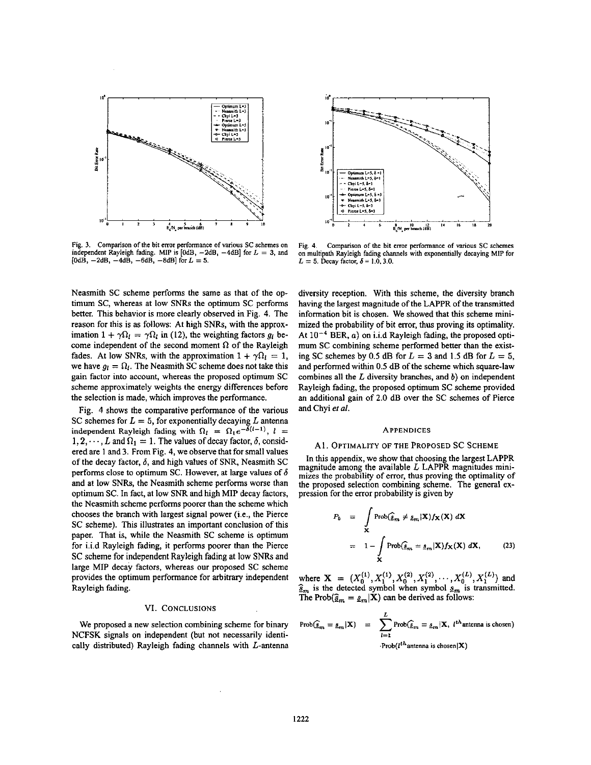Fig. 3. Comparison of the bit error performance of various SC schemes on independent Rayleigh fading. MIP is [0dB, −2dB, −4dB] for $L = 3$, and [0dB, −2dB, −4dB, −6dB, −8dB] for $L = 5$.

Fig. 4. Comparison of the bit error performance of various SC schemes on multipath Rayleigh fading channels with exponentially decaying MIP for $L = 5$. Decay factor, $\delta = 1.0, 3.0$.

Neasmith SC scheme performs the same as that of the optimum SC, whereas at low SNRs the optimum SC performs better. This behavior is more clearly observed in Fig. 4. The reason for this is as follows: At high SNRs, with the approximation $1 + \gamma\Omega_l = \gamma\Omega_l$ in (12), the weighting factors $g_l$ become independent of the second moment $\Omega$ of the Rayleigh fades. At low SNRs, with the approximation $1 + \gamma\Omega_l = 1$, we have $g_l = \Omega_l$. The Neasmith SC scheme does not take this gain factor into account, whereas the proposed optimum SC scheme approximately weights the energy differences before the selection is made, which improves the performance.

Fig. 4 shows the comparative performance of the various SC schemes for $L = 5$, for exponentially decaying $L$ antenna independent Rayleigh fading with $\Omega_l = \Omega_1 e^{-\delta(l-1)}$, $l = 1, 2, \cdots, L$ and $\Omega_1 = 1$. The values of decay factor, $\delta$, considered are 1 and 3. From Fig. 4, we observe that for small values of the decay factor, $\delta$, and high values of SNR, Neasmith SC performs close to optimum SC. However, at large values of $\delta$ and at low SNRs, the Neasmith scheme performs worse than optimum SC. In fact, at low SNR and high MIP decay factors, the Neasmith scheme performs poorer than the scheme which chooses the branch with largest signal power (i.e., the Pierce SC scheme). This illustrates an important conclusion of this paper. That is, while the Neasmith SC scheme is optimum for i.i.d Rayleigh fading, it performs poorer than the Pierce SC scheme for independent Rayleigh fading at low SNRs and large MIP decay factors, whereas our proposed SC scheme provides the optimum performance for arbitrary independent Rayleigh fading.

## VI. Conclusions

We proposed a new selection combining scheme for binary NCFSK signals on independent (but not necessarily identically distributed) Rayleigh fading channels with $L$-antenna diversity reception. With this scheme, the diversity branch having the largest magnitude of the LAPPR of the transmitted information bit is chosen. We showed that this scheme minimized the probability of bit error, thus proving its optimality. At $10^{-4}$ BER, *a*) on i.i.d Rayleigh fading, the proposed optimum SC combining scheme performed better than the existing SC schemes by 0.5 dB for $L = 3$ and 1.5 dB for $L = 5$, and performed within 0.5 dB of the scheme which square-law combines all the $L$ diversity branches, and *b*) on independent Rayleigh fading, the proposed optimum SC scheme provided an additional gain of 2.0 dB over the SC schemes of Pierce and Chyi *et al.*

## Appendices

### A1. Optimality of the Proposed SC Scheme

In this appendix, we show that choosing the largest LAPPR magnitude among the available $L$ LAPPR magnitudes minimizes the probability of error, thus proving the optimality of the proposed selection combining scheme. The general expression for the error probability is given by

$$P_b = \int_{\mathbf{X}} \text{Prob}(\widehat{s}_m \neq s_m|\mathbf{X}) f_{\mathbf{X}}(\mathbf{X})\, d\mathbf{X} = 1 - \int_{\mathbf{X}} \text{Prob}(\widehat{s}_m = s_m|\mathbf{X}) f_{\mathbf{X}}(\mathbf{X})\, d\mathbf{X}, \tag{23}$$

where $\mathbf{X} = (X_0^{(1)}, X_1^{(1)}, X_0^{(2)}, X_1^{(2)}, \cdots, X_0^{(L)}, X_1^{(L)})$ and $\widehat{s}_m$ is the detected symbol when symbol $s_m$ is transmitted. The $\text{Prob}(\widehat{s}_m = s_m|\mathbf{X})$ can be derived as follows:

$$\text{Prob}(\widehat{s}_m = s_m|\mathbf{X}) = \sum_{l=1}^{L} \text{Prob}(\widehat{s}_m = s_m|\mathbf{X},\ l^{th}\text{antenna is chosen}) \cdot \text{Prob}(l^{th}\text{antenna is chosen}|\mathbf{X})$$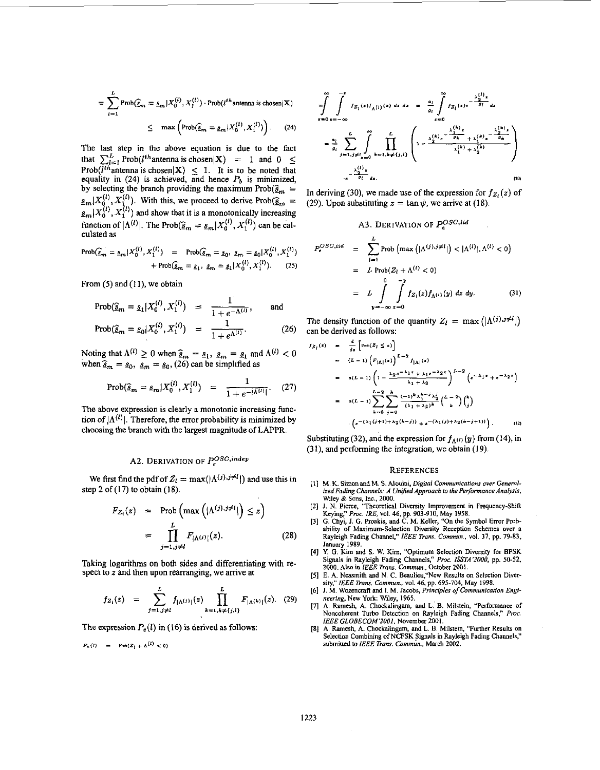$$= \sum_{l=1}^{L} \text{Prob}(\widehat{\underline{s}}_m = \underline{s}_m | X_0^{(l)}, X_1^{(l)}) \cdot \text{Prob}(l^{th}\text{antenna is chosen}|\mathbf{X})$$

$$\leq \max\left(\text{Prob}(\widehat{\underline{s}}_m = \underline{s}_m | X_0^{(l)}, X_1^{(l)})\right). \quad (24)$$

The last step in the above equation is due to the fact that $\sum_{l=1}^{L} \text{Prob}(l^{th}\text{antenna is chosen}|\mathbf{X}) = 1$ and $0 \leq \text{Prob}(l^{th}\text{antenna is chosen}|\mathbf{X}) \leq 1$. It is to be noted that equality in (24) is achieved, and hence $P_b$ is minimized, by selecting the branch providing the maximum $\text{Prob}(\widehat{\underline{s}}_m = \underline{s}_m | X_0^{(l)}, X_1^{(l)})$. With this, we proceed to derive $\text{Prob}(\widehat{\underline{s}}_m = \underline{s}_m | X_0^{(l)}, X_1^{(l)})$ and show that it is a monotonically increasing function of $|\Lambda^{(l)}|$. The $\text{Prob}(\widehat{\underline{s}}_m = \underline{s}_m | X_0^{(l)}, X_1^{(l)})$ can be calculated as

$$\begin{aligned}
\text{Prob}(\widehat{\underline{s}}_m = \underline{s}_m | X_0^{(l)}, X_1^{(l)}) &= \text{Prob}(\widehat{\underline{s}}_m = \underline{s}_0,\ \underline{s}_m = \underline{s}_0 | X_0^{(l)}, X_1^{(l)}) \\
&+ \text{Prob}(\widehat{\underline{s}}_m = \underline{s}_1,\ \underline{s}_m = \underline{s}_1 | X_0^{(l)}, X_1^{(l)}). \quad (25)
\end{aligned}$$

From (5) and (11), we obtain

$$\text{Prob}(\widehat{\underline{s}}_m = \underline{s}_1 | X_0^{(l)}, X_1^{(l)}) = \frac{1}{1 + e^{-\Lambda^{(l)}}}, \quad \text{and}$$

$$\text{Prob}(\widehat{\underline{s}}_m = \underline{s}_0 | X_0^{(l)}, X_1^{(l)}) = \frac{1}{1 + e^{\Lambda^{(l)}}}. \quad (26)$$

Noting that $\Lambda^{(l)} \geq 0$ when $\widehat{\underline{s}}_m = \underline{s}_1$, $\underline{s}_m = \underline{s}_1$ and $\Lambda^{(l)} < 0$ when $\widehat{\underline{s}}_m = \underline{s}_0$, $\underline{s}_m = \underline{s}_0$, (26) can be simplified as

$$\text{Prob}(\widehat{\underline{s}}_m = \underline{s}_m | X_0^{(l)}, X_1^{(l)}) = \frac{1}{1 + e^{-|\Lambda^{(l)}|}}. \quad (27)$$

The above expression is clearly a monotonic increasing function of $|\Lambda^{(l)}|$. Therefore, the error probability is minimized by choosing the branch with the largest magnitude of LAPPR.

## A2. Derivation of $P_e^{OSC,indep}$

We first find the pdf of $Z_l = \max(|\Lambda^{(j),j\neq l}|)$ and use this in step 2 of (17) to obtain (18).

$$\begin{aligned}
F_{Z_l}(z) &= \text{Prob}\left(\max\left(|\Lambda^{(j),j\neq l}|\right) \leq z\right) \\
&= \prod_{j=1, j\neq l}^{L} F_{|\Lambda^{(j)}|}(z). \quad (28)
\end{aligned}$$

Taking logarithms on both sides and differentiating with respect to $z$ and then upon rearranging, we arrive at

$$f_{Z_l}(z) = \sum_{j=1, j\neq l}^{L} f_{|\Lambda^{(j)}|}(z) \prod_{k=1, k\neq\{j,l\}}^{L} F_{|\Lambda^{(k)}|}(z). \quad (29)$$

The expression $P_e(l)$ in (16) is derived as follows:

$$P_e(l) = \text{Prob}(Z_l + \Lambda^{(l)} < 0)$$

$$\begin{aligned}
&= \int_{x=0}^{\infty} \int_{z=-\infty}^{-x} f_{Z_l}(z) f_{\Lambda^{(l)}}(x)\, dx\, dz = \frac{a_l}{g_l} \int_{z=0}^{\infty} f_{Z_l}(z) e^{-\frac{\lambda_2^{(l)} z}{g_l}} dz \\
&= \frac{a_l}{g_l} \sum_{j=1, j\neq l}^{L} \int_{z=0}^{\infty} \prod_{k=1, k\neq\{j,l\}}^{L} \left(1 - \frac{\lambda_2^{(k)} e^{-\frac{\lambda_1^{(k)} z}{g_k}} + \lambda_1^{(k)} e^{-\frac{\lambda_2^{(k)} z}{g_k}}}{\lambda_1^{(k)} + \lambda_2^{(k)}}\right) \\
&\quad \cdot e^{-\frac{\lambda_2^{(l)} z}{g_l}} dz. \quad (30)
\end{aligned}$$

In deriving (30), we made use of the expression for $f_{Z_l}(z)$ of (29). Upon substituting $z = \tan\psi$, we arrive at (18).

## A3. Derivation of $P_e^{OSC,iid}$

$$\begin{aligned}
P_e^{OSC,iid} &= \sum_{l=1}^{L} \text{Prob}\left(\max\left(|\Lambda^{(j),j\neq l}|\right) < |\Lambda^{(l)}|, \Lambda^{(l)} < 0\right) \\
&= L\ \text{Prob}(Z_l + \Lambda^{(l)} < 0) \\
&= L \int_{y=-\infty}^{0} \int_{z=0}^{-y} f_{Z_l}(z) f_{\Lambda^{(l)}}(y)\, dz\, dy. \quad (31)
\end{aligned}$$

The density function of the quantity $Z_l = \max\left(|\Lambda^{(j),j\neq l}|\right)$ can be derived as follows:

$$\begin{aligned}
f_{Z_l}(z) &= \frac{d}{dz}\left[\text{Prob}(Z_l \leq z)\right] \\
&= (L-1)\left(F_{|\Lambda|}(z)\right)^{L-2} f_{|\Lambda|}(z) \\
&= a(L-1)\left(1 - \frac{\lambda_2 e^{-\lambda_1 z} + \lambda_1 e^{-\lambda_2 z}}{\lambda_1 + \lambda_2}\right)^{L-2} \left(e^{-\lambda_1 z} + e^{-\lambda_2 z}\right) \\
&= a(L-1) \sum_{k=0}^{L-2} \sum_{j=0}^{k} \frac{(-1)^k \lambda_1^{k-j} \lambda_2^j}{(\lambda_1 + \lambda_2)^k} \binom{L-2}{k} \binom{k}{j} \\
&\quad \cdot \left(e^{-(\lambda_1(j+1) + \lambda_2(k-j))} + e^{-(\lambda_1(j) + \lambda_2(k-j+1))}\right). \quad (32)
\end{aligned}$$

Substituting (32), and the expression for $f_{\Lambda^{(l)}}(y)$ from (14), in (31), and performing the integration, we obtain (19).

## References

[1] M. K. Simon and M. S. Alouini, *Digital Communications over Generalized Fading Channels: A Unified Approach to the Performance Analysis*, Wiley & Sons, Inc., 2000.

[2] J. N. Pierce, "Theoretical Diversity Improvement in Frequency-Shift Keying," *Proc. IRE*, vol. 46, pp. 903-910, May 1958.

[3] G. Chyi, J. G. Proakis, and C. M. Keller, "On the Symbol Error Probability of Maximum-Selection Diversity Reception Schemes over a Rayleigh Fading Channel," *IEEE Trans. Commun.*, vol. 37, pp. 79-83, January 1989.

[4] Y. G. Kim and S. W. Kim, "Optimum Selection Diversity for BPSK Signals in Rayleigh Fading Channels," *Proc. ISSTA'2000*, pp. 50-52, 2000. Also in *IEEE Trans. Commun.*, October 2001.

[5] E. A. Neasmith and N. C. Beaulieu, "New Results on Selection Diversity," *IEEE Trans. Commun.*, vol. 46, pp. 695-704, May 1998.

[6] J. M. Wozencraft and I. M. Jacobs, *Principles of Communication Engineering*, New York: Wiley, 1965.

[7] A. Ramesh, A. Chockalingam, and L. B. Milstein, "Performance of Noncoherent Turbo Detection on Rayleigh Fading Channels," *Proc. IEEE GLOBECOM'2001*, November 2001.

[8] A. Ramesh, A. Chockalingam, and L. B. Milstein, "Further Results on Selection Combining of NCFSK Signals in Rayleigh Fading Channels," submitted to *IEEE Trans. Commun.*, March 2002.